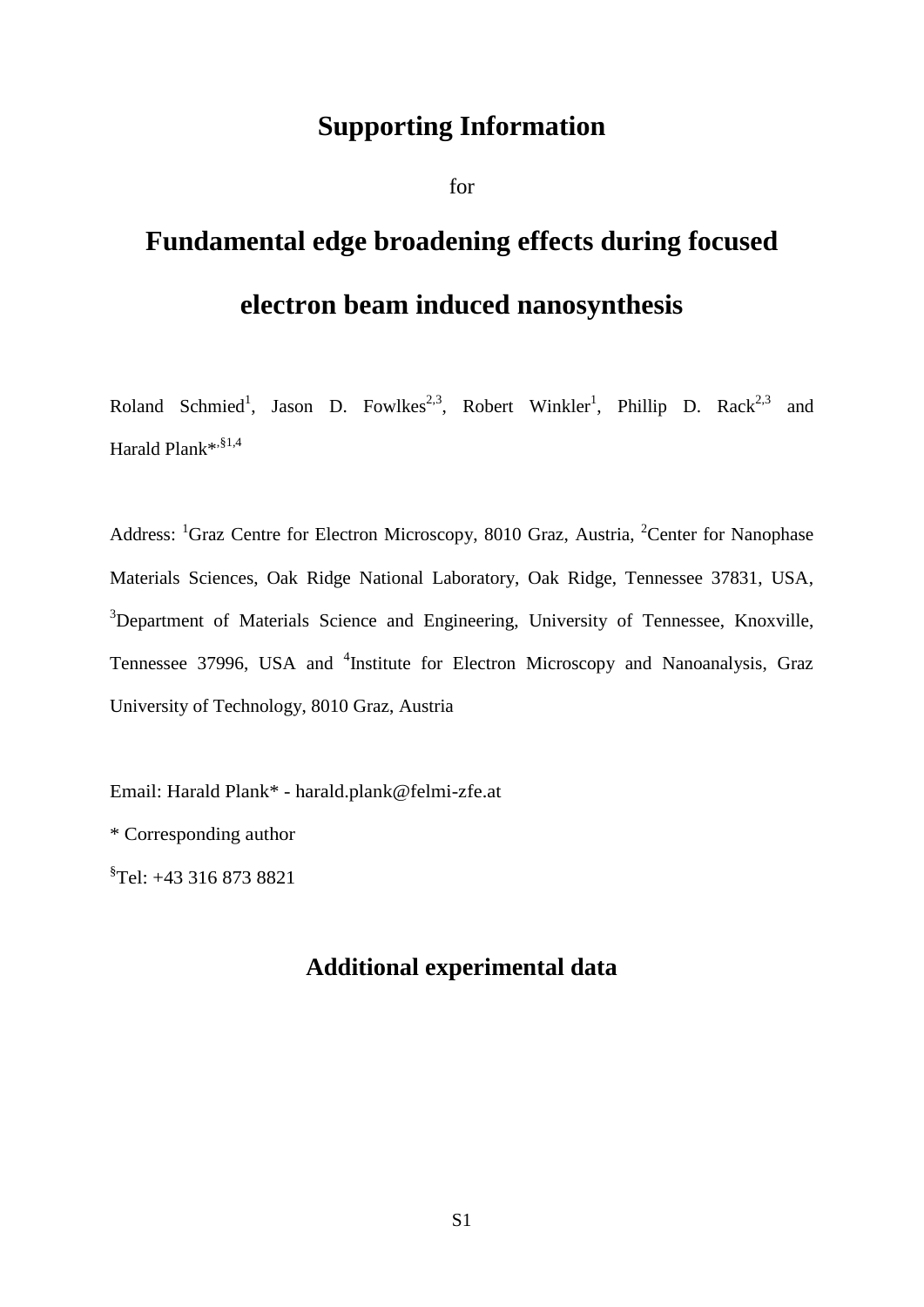# Supporting Information

for

# Fundamental edge broadening effects during focused electron beam induced nanosynthesis

Roland Schmied[1], Jason D. Fowlkes[2,3], Robert Winkler[1], Phillip D. Rack[2,3] and Harald Plank*[,§1,4]

Address: [1]Graz Centre for Electron Microscopy, 8010 Graz, Austria, [2]Center for Nanophase Materials Sciences, Oak Ridge National Laboratory, Oak Ridge, Tennessee 37831, USA, [3]Department of Materials Science and Engineering, University of Tennessee, Knoxville, Tennessee 37996, USA and [4]Institute for Electron Microscopy and Nanoanalysis, Graz University of Technology, 8010 Graz, Austria

Email: Harald Plank* - harald.plank@felmi-zfe.at

* Corresponding author

[§]Tel: +43 316 873 8821

## Additional experimental data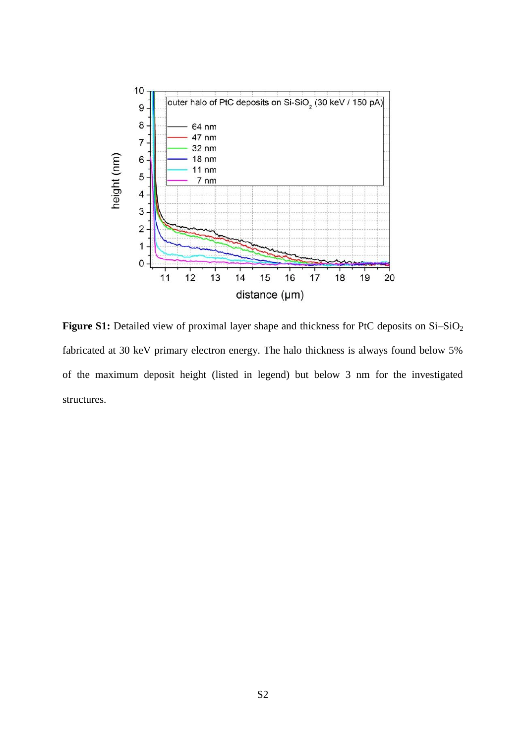**Figure S1:** Detailed view of proximal layer shape and thickness for PtC deposits on Si–$SiO_2$ fabricated at 30 keV primary electron energy. The halo thickness is always found below 5% of the maximum deposit height (listed in legend) but below 3 nm for the investigated structures.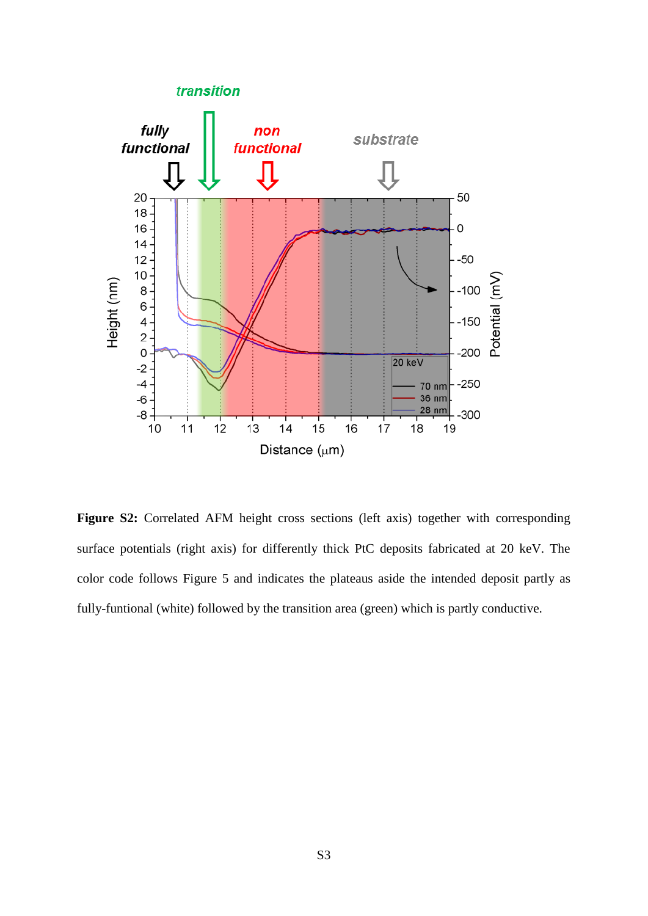**Figure S2:** Correlated AFM height cross sections (left axis) together with corresponding surface potentials (right axis) for differently thick PtC deposits fabricated at 20 keV. The color code follows Figure 5 and indicates the plateaus aside the intended deposit partly as fully-funtional (white) followed by the transition area (green) which is partly conductive.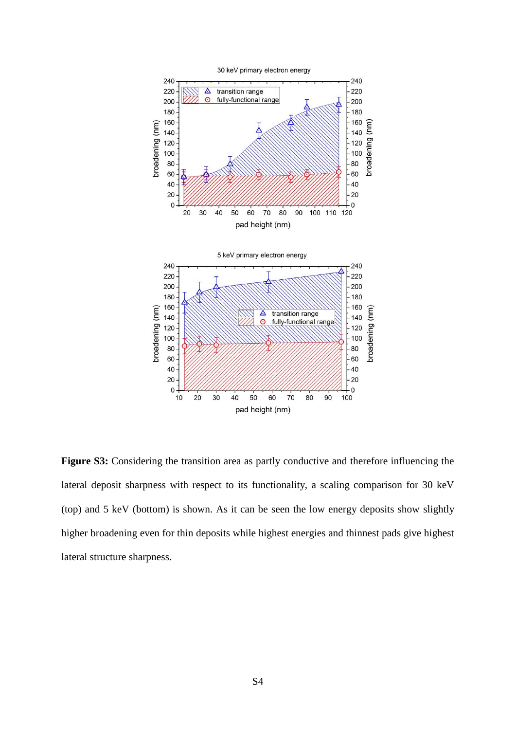**Figure S3:** Considering the transition area as partly conductive and therefore influencing the lateral deposit sharpness with respect to its functionality, a scaling comparison for 30 keV (top) and 5 keV (bottom) is shown. As it can be seen the low energy deposits show slightly higher broadening even for thin deposits while highest energies and thinnest pads give highest lateral structure sharpness.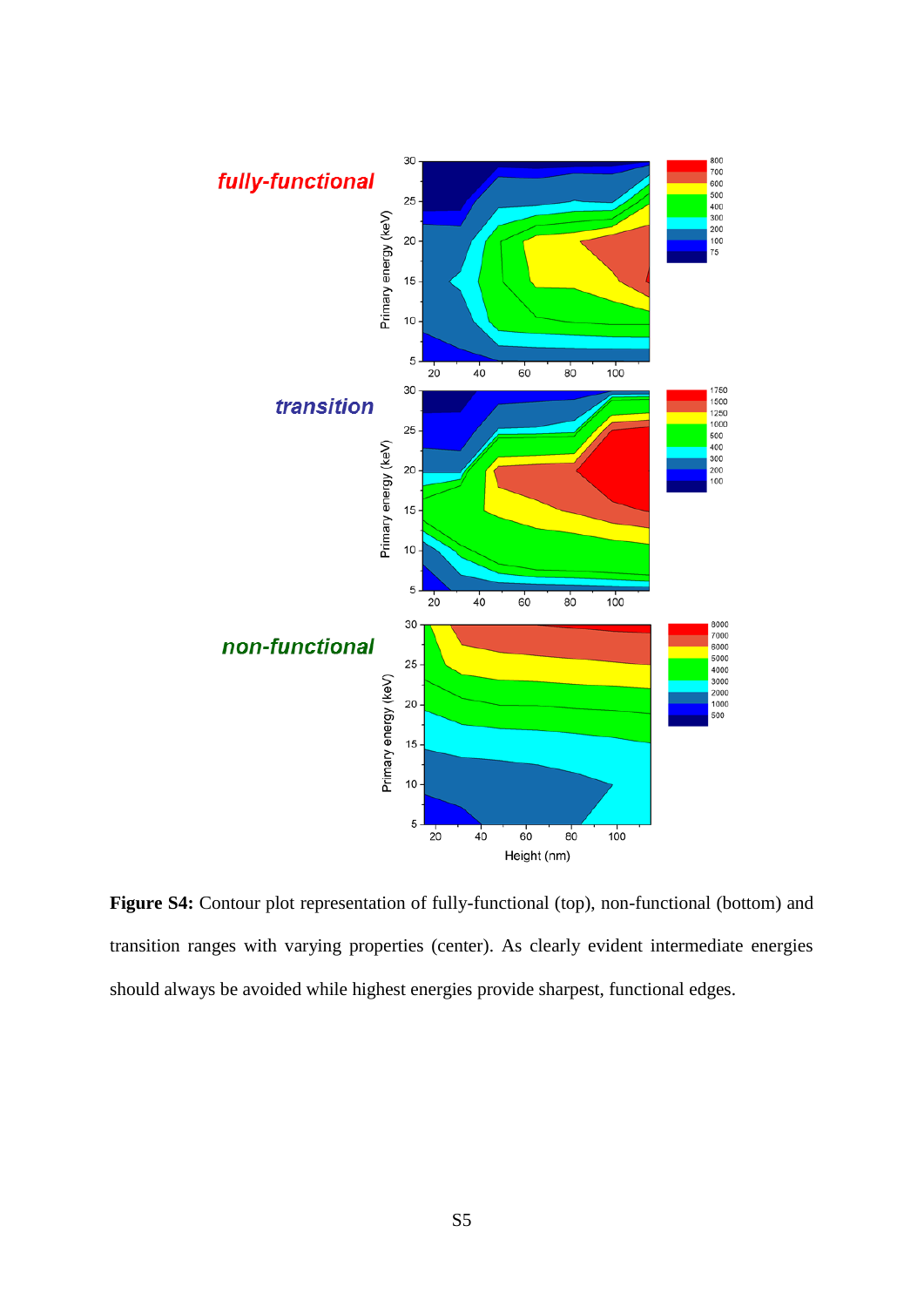fully-functional

30
25
20
15
10
5

Primary energy (keV)

20 40 60 80 100

800
700
600
500
400
300
200
100
75

transition

30
25
20
15
10
5

Primary energy (keV)

20 40 60 80 100

1750
1500
1250
1000
500
400
300
200
100

non-functional

30
25
20
15
10
5

Primary energy (keV)

20 40 60 80 100

Height (nm)

8000
7000
6000
5000
4000
3000
2000
1000
500

**Figure S4:** Contour plot representation of fully-functional (top), non-functional (bottom) and transition ranges with varying properties (center). As clearly evident intermediate energies should always be avoided while highest energies provide sharpest, functional edges.